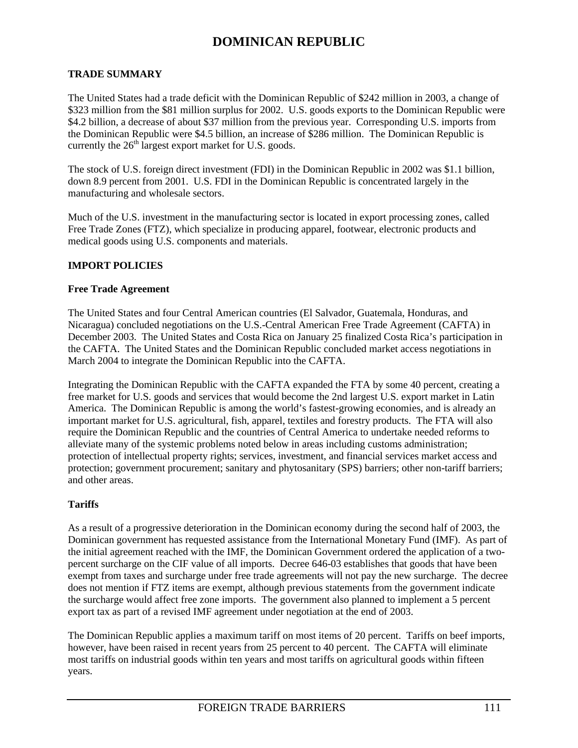# DOMINICAN REPUBLIC

## TRADE SUMMARY

The United States had a trade deficit with the Dominican Republic of $242 million in 2003, a change of $323 million from the $81 million surplus for 2002. U.S. goods exports to the Dominican Republic were $4.2 billion, a decrease of about $37 million from the previous year. Corresponding U.S. imports from the Dominican Republic were $4.5 billion, an increase of $286 million. The Dominican Republic is currently the 26th largest export market for U.S. goods.

The stock of U.S. foreign direct investment (FDI) in the Dominican Republic in 2002 was $1.1 billion, down 8.9 percent from 2001. U.S. FDI in the Dominican Republic is concentrated largely in the manufacturing and wholesale sectors.

Much of the U.S. investment in the manufacturing sector is located in export processing zones, called Free Trade Zones (FTZ), which specialize in producing apparel, footwear, electronic products and medical goods using U.S. components and materials.

## IMPORT POLICIES

### Free Trade Agreement

The United States and four Central American countries (El Salvador, Guatemala, Honduras, and Nicaragua) concluded negotiations on the U.S.-Central American Free Trade Agreement (CAFTA) in December 2003. The United States and Costa Rica on January 25 finalized Costa Rica's participation in the CAFTA. The United States and the Dominican Republic concluded market access negotiations in March 2004 to integrate the Dominican Republic into the CAFTA.

Integrating the Dominican Republic with the CAFTA expanded the FTA by some 40 percent, creating a free market for U.S. goods and services that would become the 2nd largest U.S. export market in Latin America. The Dominican Republic is among the world's fastest-growing economies, and is already an important market for U.S. agricultural, fish, apparel, textiles and forestry products. The FTA will also require the Dominican Republic and the countries of Central America to undertake needed reforms to alleviate many of the systemic problems noted below in areas including customs administration; protection of intellectual property rights; services, investment, and financial services market access and protection; government procurement; sanitary and phytosanitary (SPS) barriers; other non-tariff barriers; and other areas.

### Tariffs

As a result of a progressive deterioration in the Dominican economy during the second half of 2003, the Dominican government has requested assistance from the International Monetary Fund (IMF). As part of the initial agreement reached with the IMF, the Dominican Government ordered the application of a two-percent surcharge on the CIF value of all imports. Decree 646-03 establishes that goods that have been exempt from taxes and surcharge under free trade agreements will not pay the new surcharge. The decree does not mention if FTZ items are exempt, although previous statements from the government indicate the surcharge would affect free zone imports. The government also planned to implement a 5 percent export tax as part of a revised IMF agreement under negotiation at the end of 2003.

The Dominican Republic applies a maximum tariff on most items of 20 percent. Tariffs on beef imports, however, have been raised in recent years from 25 percent to 40 percent. The CAFTA will eliminate most tariffs on industrial goods within ten years and most tariffs on agricultural goods within fifteen years.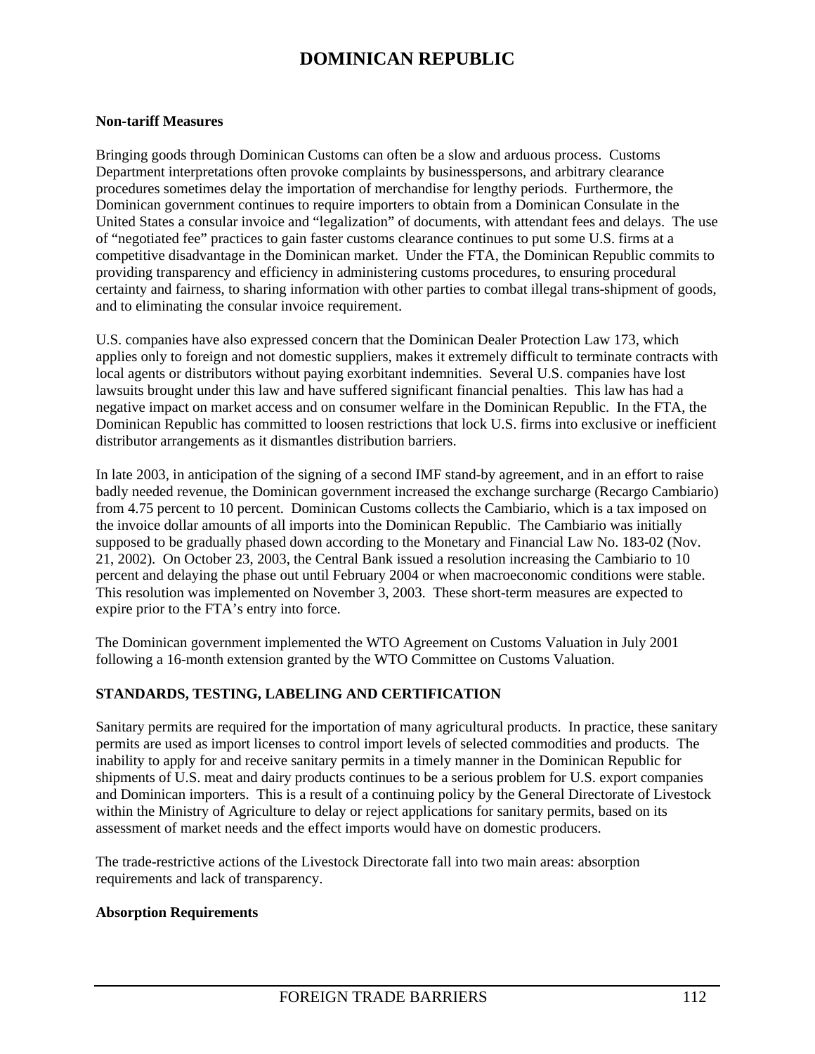# DOMINICAN REPUBLIC

**Non-tariff Measures**

Bringing goods through Dominican Customs can often be a slow and arduous process. Customs Department interpretations often provoke complaints by businesspersons, and arbitrary clearance procedures sometimes delay the importation of merchandise for lengthy periods. Furthermore, the Dominican government continues to require importers to obtain from a Dominican Consulate in the United States a consular invoice and "legalization" of documents, with attendant fees and delays. The use of "negotiated fee" practices to gain faster customs clearance continues to put some U.S. firms at a competitive disadvantage in the Dominican market. Under the FTA, the Dominican Republic commits to providing transparency and efficiency in administering customs procedures, to ensuring procedural certainty and fairness, to sharing information with other parties to combat illegal trans-shipment of goods, and to eliminating the consular invoice requirement.

U.S. companies have also expressed concern that the Dominican Dealer Protection Law 173, which applies only to foreign and not domestic suppliers, makes it extremely difficult to terminate contracts with local agents or distributors without paying exorbitant indemnities. Several U.S. companies have lost lawsuits brought under this law and have suffered significant financial penalties. This law has had a negative impact on market access and on consumer welfare in the Dominican Republic. In the FTA, the Dominican Republic has committed to loosen restrictions that lock U.S. firms into exclusive or inefficient distributor arrangements as it dismantles distribution barriers.

In late 2003, in anticipation of the signing of a second IMF stand-by agreement, and in an effort to raise badly needed revenue, the Dominican government increased the exchange surcharge (Recargo Cambiario) from 4.75 percent to 10 percent. Dominican Customs collects the Cambiario, which is a tax imposed on the invoice dollar amounts of all imports into the Dominican Republic. The Cambiario was initially supposed to be gradually phased down according to the Monetary and Financial Law No. 183-02 (Nov. 21, 2002). On October 23, 2003, the Central Bank issued a resolution increasing the Cambiario to 10 percent and delaying the phase out until February 2004 or when macroeconomic conditions were stable. This resolution was implemented on November 3, 2003. These short-term measures are expected to expire prior to the FTA's entry into force.

The Dominican government implemented the WTO Agreement on Customs Valuation in July 2001 following a 16-month extension granted by the WTO Committee on Customs Valuation.

## STANDARDS, TESTING, LABELING AND CERTIFICATION

Sanitary permits are required for the importation of many agricultural products. In practice, these sanitary permits are used as import licenses to control import levels of selected commodities and products. The inability to apply for and receive sanitary permits in a timely manner in the Dominican Republic for shipments of U.S. meat and dairy products continues to be a serious problem for U.S. export companies and Dominican importers. This is a result of a continuing policy by the General Directorate of Livestock within the Ministry of Agriculture to delay or reject applications for sanitary permits, based on its assessment of market needs and the effect imports would have on domestic producers.

The trade-restrictive actions of the Livestock Directorate fall into two main areas: absorption requirements and lack of transparency.

**Absorption Requirements**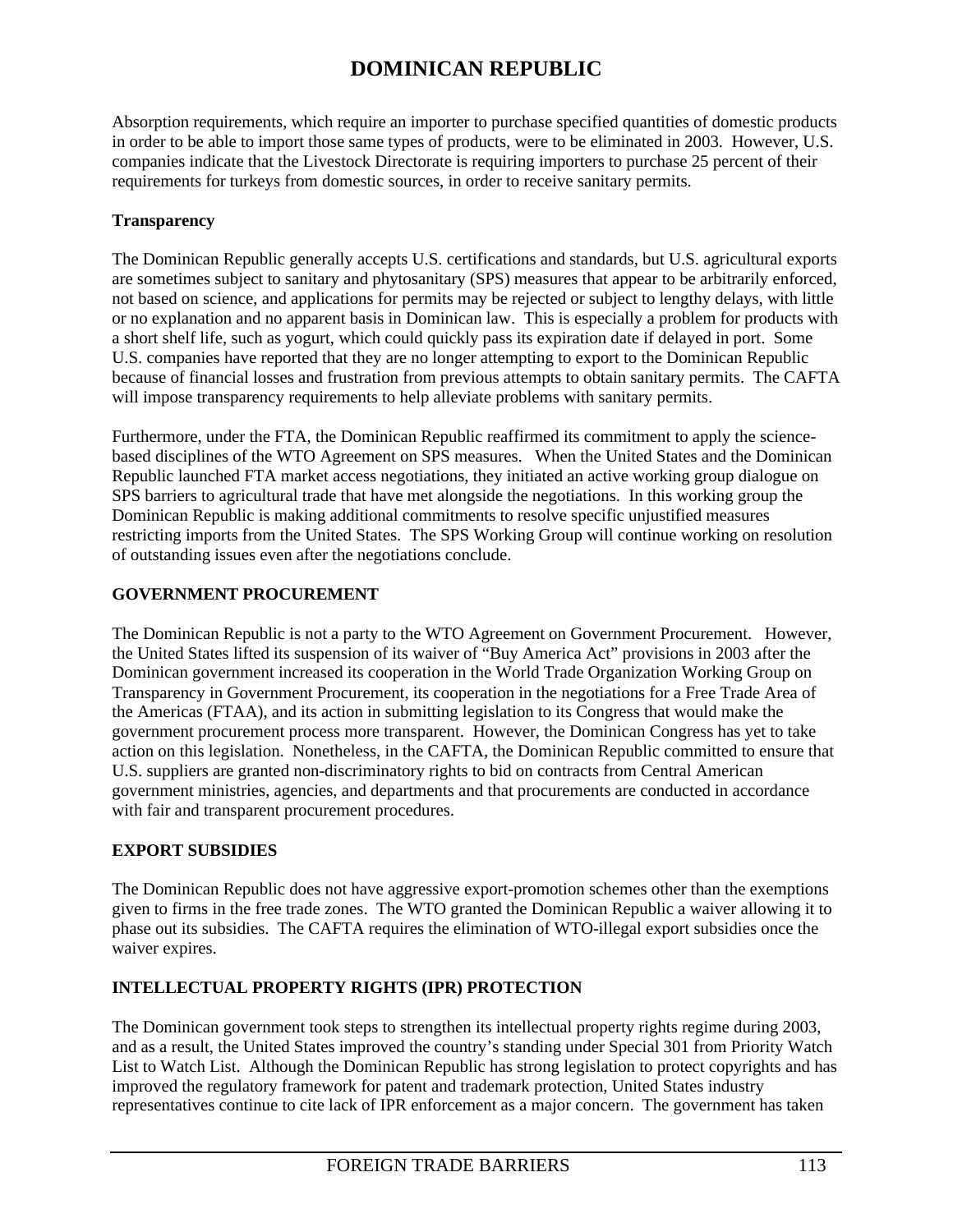# DOMINICAN REPUBLIC

Absorption requirements, which require an importer to purchase specified quantities of domestic products in order to be able to import those same types of products, were to be eliminated in 2003. However, U.S. companies indicate that the Livestock Directorate is requiring importers to purchase 25 percent of their requirements for turkeys from domestic sources, in order to receive sanitary permits.

**Transparency**

The Dominican Republic generally accepts U.S. certifications and standards, but U.S. agricultural exports are sometimes subject to sanitary and phytosanitary (SPS) measures that appear to be arbitrarily enforced, not based on science, and applications for permits may be rejected or subject to lengthy delays, with little or no explanation and no apparent basis in Dominican law. This is especially a problem for products with a short shelf life, such as yogurt, which could quickly pass its expiration date if delayed in port. Some U.S. companies have reported that they are no longer attempting to export to the Dominican Republic because of financial losses and frustration from previous attempts to obtain sanitary permits. The CAFTA will impose transparency requirements to help alleviate problems with sanitary permits.

Furthermore, under the FTA, the Dominican Republic reaffirmed its commitment to apply the science-based disciplines of the WTO Agreement on SPS measures. When the United States and the Dominican Republic launched FTA market access negotiations, they initiated an active working group dialogue on SPS barriers to agricultural trade that have met alongside the negotiations. In this working group the Dominican Republic is making additional commitments to resolve specific unjustified measures restricting imports from the United States. The SPS Working Group will continue working on resolution of outstanding issues even after the negotiations conclude.

## GOVERNMENT PROCUREMENT

The Dominican Republic is not a party to the WTO Agreement on Government Procurement. However, the United States lifted its suspension of its waiver of "Buy America Act" provisions in 2003 after the Dominican government increased its cooperation in the World Trade Organization Working Group on Transparency in Government Procurement, its cooperation in the negotiations for a Free Trade Area of the Americas (FTAA), and its action in submitting legislation to its Congress that would make the government procurement process more transparent. However, the Dominican Congress has yet to take action on this legislation. Nonetheless, in the CAFTA, the Dominican Republic committed to ensure that U.S. suppliers are granted non-discriminatory rights to bid on contracts from Central American government ministries, agencies, and departments and that procurements are conducted in accordance with fair and transparent procurement procedures.

## EXPORT SUBSIDIES

The Dominican Republic does not have aggressive export-promotion schemes other than the exemptions given to firms in the free trade zones. The WTO granted the Dominican Republic a waiver allowing it to phase out its subsidies. The CAFTA requires the elimination of WTO-illegal export subsidies once the waiver expires.

## INTELLECTUAL PROPERTY RIGHTS (IPR) PROTECTION

The Dominican government took steps to strengthen its intellectual property rights regime during 2003, and as a result, the United States improved the country's standing under Special 301 from Priority Watch List to Watch List. Although the Dominican Republic has strong legislation to protect copyrights and has improved the regulatory framework for patent and trademark protection, United States industry representatives continue to cite lack of IPR enforcement as a major concern. The government has taken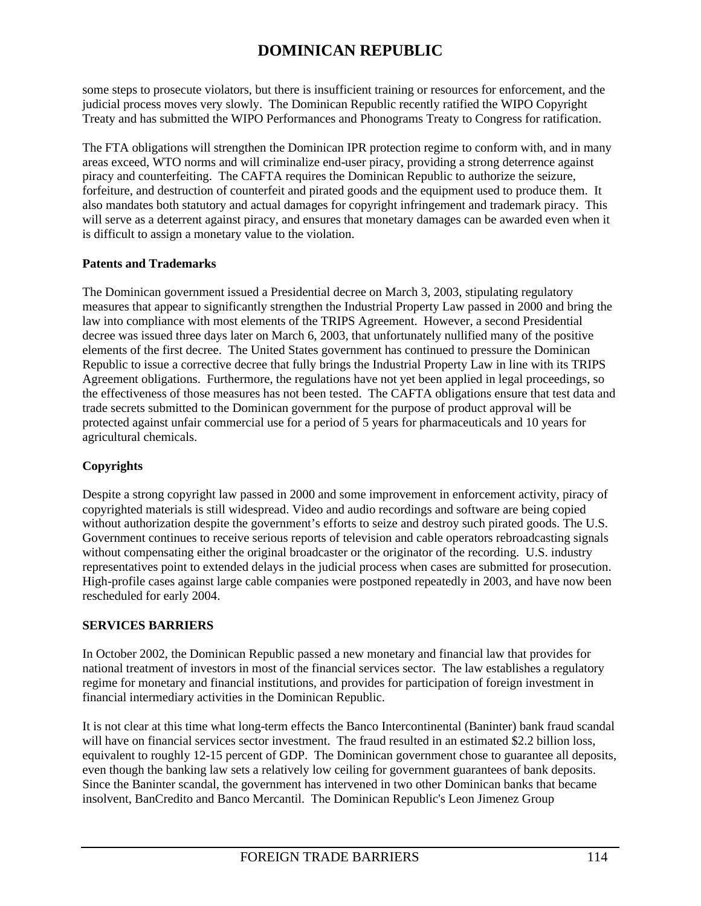some steps to prosecute violators, but there is insufficient training or resources for enforcement, and the judicial process moves very slowly. The Dominican Republic recently ratified the WIPO Copyright Treaty and has submitted the WIPO Performances and Phonograms Treaty to Congress for ratification.

The FTA obligations will strengthen the Dominican IPR protection regime to conform with, and in many areas exceed, WTO norms and will criminalize end-user piracy, providing a strong deterrence against piracy and counterfeiting. The CAFTA requires the Dominican Republic to authorize the seizure, forfeiture, and destruction of counterfeit and pirated goods and the equipment used to produce them. It also mandates both statutory and actual damages for copyright infringement and trademark piracy. This will serve as a deterrent against piracy, and ensures that monetary damages can be awarded even when it is difficult to assign a monetary value to the violation.

**Patents and Trademarks**

The Dominican government issued a Presidential decree on March 3, 2003, stipulating regulatory measures that appear to significantly strengthen the Industrial Property Law passed in 2000 and bring the law into compliance with most elements of the TRIPS Agreement. However, a second Presidential decree was issued three days later on March 6, 2003, that unfortunately nullified many of the positive elements of the first decree. The United States government has continued to pressure the Dominican Republic to issue a corrective decree that fully brings the Industrial Property Law in line with its TRIPS Agreement obligations. Furthermore, the regulations have not yet been applied in legal proceedings, so the effectiveness of those measures has not been tested. The CAFTA obligations ensure that test data and trade secrets submitted to the Dominican government for the purpose of product approval will be protected against unfair commercial use for a period of 5 years for pharmaceuticals and 10 years for agricultural chemicals.

**Copyrights**

Despite a strong copyright law passed in 2000 and some improvement in enforcement activity, piracy of copyrighted materials is still widespread. Video and audio recordings and software are being copied without authorization despite the government's efforts to seize and destroy such pirated goods. The U.S. Government continues to receive serious reports of television and cable operators rebroadcasting signals without compensating either the original broadcaster or the originator of the recording. U.S. industry representatives point to extended delays in the judicial process when cases are submitted for prosecution. High-profile cases against large cable companies were postponed repeatedly in 2003, and have now been rescheduled for early 2004.

**SERVICES BARRIERS**

In October 2002, the Dominican Republic passed a new monetary and financial law that provides for national treatment of investors in most of the financial services sector. The law establishes a regulatory regime for monetary and financial institutions, and provides for participation of foreign investment in financial intermediary activities in the Dominican Republic.

It is not clear at this time what long-term effects the Banco Intercontinental (Baninter) bank fraud scandal will have on financial services sector investment. The fraud resulted in an estimated $2.2 billion loss, equivalent to roughly 12-15 percent of GDP. The Dominican government chose to guarantee all deposits, even though the banking law sets a relatively low ceiling for government guarantees of bank deposits. Since the Baninter scandal, the government has intervened in two other Dominican banks that became insolvent, BanCredito and Banco Mercantil. The Dominican Republic's Leon Jimenez Group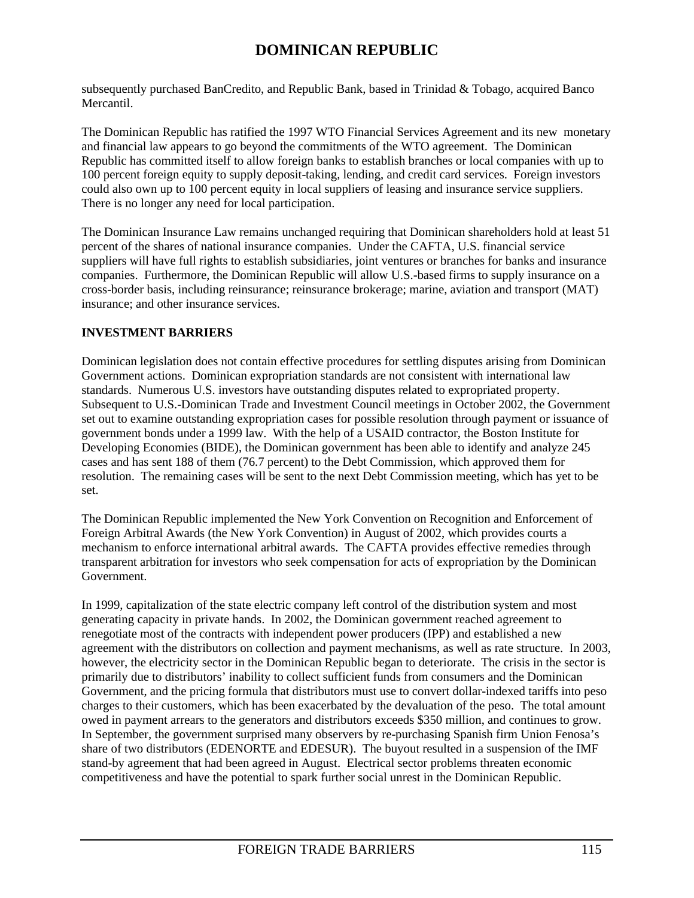subsequently purchased BanCredito, and Republic Bank, based in Trinidad & Tobago, acquired Banco Mercantil.

The Dominican Republic has ratified the 1997 WTO Financial Services Agreement and its new monetary and financial law appears to go beyond the commitments of the WTO agreement. The Dominican Republic has committed itself to allow foreign banks to establish branches or local companies with up to 100 percent foreign equity to supply deposit-taking, lending, and credit card services. Foreign investors could also own up to 100 percent equity in local suppliers of leasing and insurance service suppliers. There is no longer any need for local participation.

The Dominican Insurance Law remains unchanged requiring that Dominican shareholders hold at least 51 percent of the shares of national insurance companies. Under the CAFTA, U.S. financial service suppliers will have full rights to establish subsidiaries, joint ventures or branches for banks and insurance companies. Furthermore, the Dominican Republic will allow U.S.-based firms to supply insurance on a cross-border basis, including reinsurance; reinsurance brokerage; marine, aviation and transport (MAT) insurance; and other insurance services.

## INVESTMENT BARRIERS

Dominican legislation does not contain effective procedures for settling disputes arising from Dominican Government actions. Dominican expropriation standards are not consistent with international law standards. Numerous U.S. investors have outstanding disputes related to expropriated property. Subsequent to U.S.-Dominican Trade and Investment Council meetings in October 2002, the Government set out to examine outstanding expropriation cases for possible resolution through payment or issuance of government bonds under a 1999 law. With the help of a USAID contractor, the Boston Institute for Developing Economies (BIDE), the Dominican government has been able to identify and analyze 245 cases and has sent 188 of them (76.7 percent) to the Debt Commission, which approved them for resolution. The remaining cases will be sent to the next Debt Commission meeting, which has yet to be set.

The Dominican Republic implemented the New York Convention on Recognition and Enforcement of Foreign Arbitral Awards (the New York Convention) in August of 2002, which provides courts a mechanism to enforce international arbitral awards. The CAFTA provides effective remedies through transparent arbitration for investors who seek compensation for acts of expropriation by the Dominican Government.

In 1999, capitalization of the state electric company left control of the distribution system and most generating capacity in private hands. In 2002, the Dominican government reached agreement to renegotiate most of the contracts with independent power producers (IPP) and established a new agreement with the distributors on collection and payment mechanisms, as well as rate structure. In 2003, however, the electricity sector in the Dominican Republic began to deteriorate. The crisis in the sector is primarily due to distributors' inability to collect sufficient funds from consumers and the Dominican Government, and the pricing formula that distributors must use to convert dollar-indexed tariffs into peso charges to their customers, which has been exacerbated by the devaluation of the peso. The total amount owed in payment arrears to the generators and distributors exceeds $350 million, and continues to grow. In September, the government surprised many observers by re-purchasing Spanish firm Union Fenosa's share of two distributors (EDENORTE and EDESUR). The buyout resulted in a suspension of the IMF stand-by agreement that had been agreed in August. Electrical sector problems threaten economic competitiveness and have the potential to spark further social unrest in the Dominican Republic.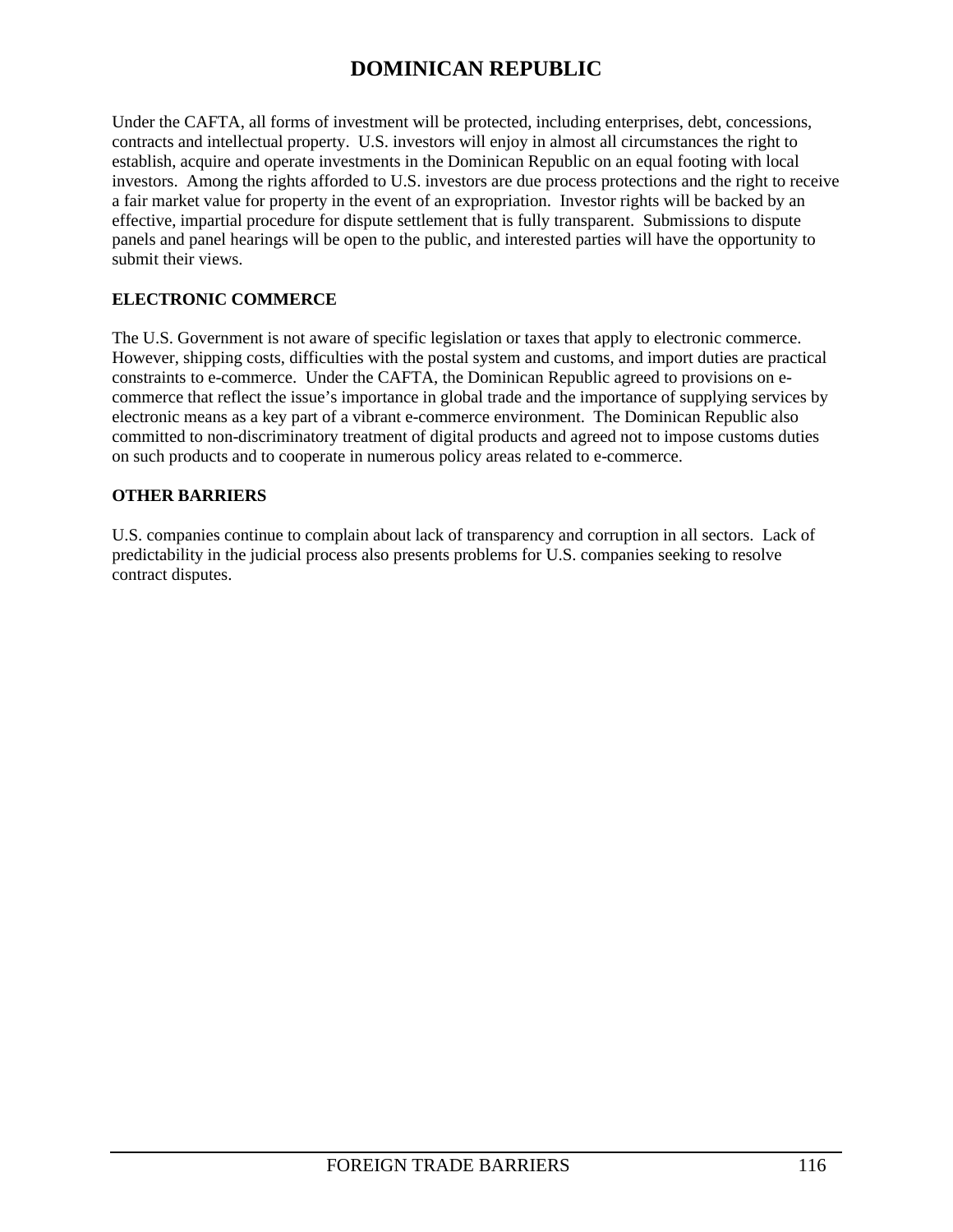# DOMINICAN REPUBLIC

Under the CAFTA, all forms of investment will be protected, including enterprises, debt, concessions, contracts and intellectual property. U.S. investors will enjoy in almost all circumstances the right to establish, acquire and operate investments in the Dominican Republic on an equal footing with local investors. Among the rights afforded to U.S. investors are due process protections and the right to receive a fair market value for property in the event of an expropriation. Investor rights will be backed by an effective, impartial procedure for dispute settlement that is fully transparent. Submissions to dispute panels and panel hearings will be open to the public, and interested parties will have the opportunity to submit their views.

**ELECTRONIC COMMERCE**

The U.S. Government is not aware of specific legislation or taxes that apply to electronic commerce. However, shipping costs, difficulties with the postal system and customs, and import duties are practical constraints to e-commerce. Under the CAFTA, the Dominican Republic agreed to provisions on e-commerce that reflect the issue's importance in global trade and the importance of supplying services by electronic means as a key part of a vibrant e-commerce environment. The Dominican Republic also committed to non-discriminatory treatment of digital products and agreed not to impose customs duties on such products and to cooperate in numerous policy areas related to e-commerce.

**OTHER BARRIERS**

U.S. companies continue to complain about lack of transparency and corruption in all sectors. Lack of predictability in the judicial process also presents problems for U.S. companies seeking to resolve contract disputes.